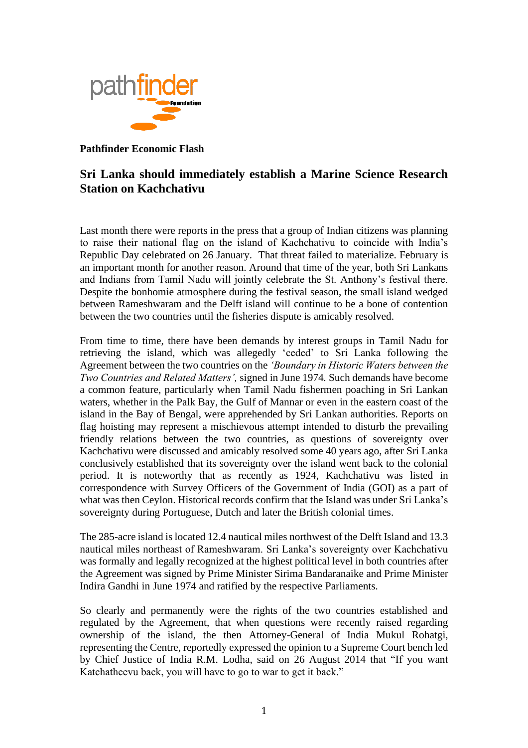**Pathfinder Economic Flash**

# Sri Lanka should immediately establish a Marine Science Research Station on Kachchativu

Last month there were reports in the press that a group of Indian citizens was planning to raise their national flag on the island of Kachchativu to coincide with India's Republic Day celebrated on 26 January. That threat failed to materialize. February is an important month for another reason. Around that time of the year, both Sri Lankans and Indians from Tamil Nadu will jointly celebrate the St. Anthony's festival there. Despite the bonhomie atmosphere during the festival season, the small island wedged between Rameshwaram and the Delft island will continue to be a bone of contention between the two countries until the fisheries dispute is amicably resolved.

From time to time, there have been demands by interest groups in Tamil Nadu for retrieving the island, which was allegedly 'ceded' to Sri Lanka following the Agreement between the two countries on the *'Boundary in Historic Waters between the Two Countries and Related Matters',* signed in June 1974. Such demands have become a common feature, particularly when Tamil Nadu fishermen poaching in Sri Lankan waters, whether in the Palk Bay, the Gulf of Mannar or even in the eastern coast of the island in the Bay of Bengal, were apprehended by Sri Lankan authorities. Reports on flag hoisting may represent a mischievous attempt intended to disturb the prevailing friendly relations between the two countries, as questions of sovereignty over Kachchativu were discussed and amicably resolved some 40 years ago, after Sri Lanka conclusively established that its sovereignty over the island went back to the colonial period. It is noteworthy that as recently as 1924, Kachchativu was listed in correspondence with Survey Officers of the Government of India (GOI) as a part of what was then Ceylon. Historical records confirm that the Island was under Sri Lanka's sovereignty during Portuguese, Dutch and later the British colonial times.

The 285-acre island is located 12.4 nautical miles northwest of the Delft Island and 13.3 nautical miles northeast of Rameshwaram. Sri Lanka's sovereignty over Kachchativu was formally and legally recognized at the highest political level in both countries after the Agreement was signed by Prime Minister Sirima Bandaranaike and Prime Minister Indira Gandhi in June 1974 and ratified by the respective Parliaments.

So clearly and permanently were the rights of the two countries established and regulated by the Agreement, that when questions were recently raised regarding ownership of the island, the then Attorney-General of India Mukul Rohatgi, representing the Centre, reportedly expressed the opinion to a Supreme Court bench led by Chief Justice of India R.M. Lodha, said on 26 August 2014 that "If you want Katchatheevu back, you will have to go to war to get it back."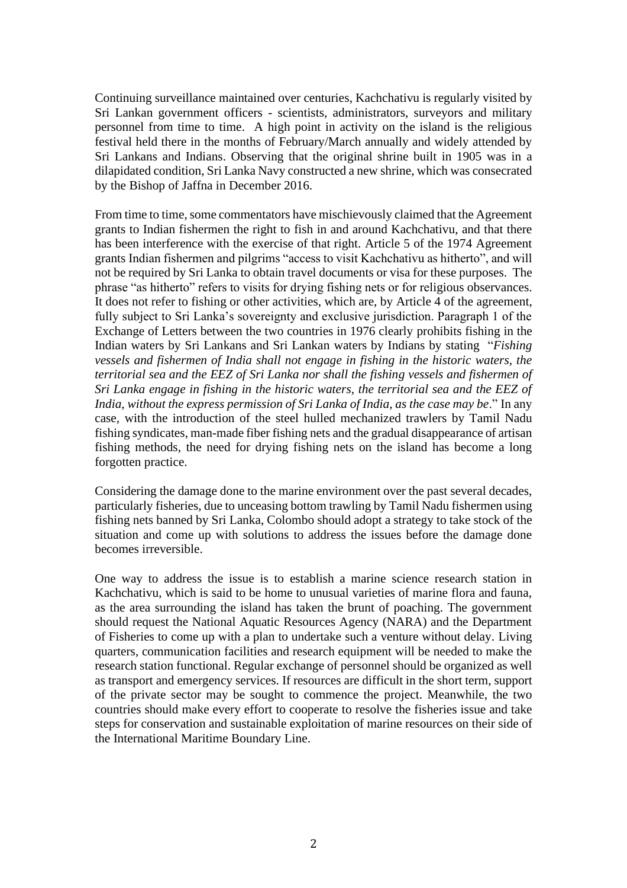Continuing surveillance maintained over centuries, Kachchativu is regularly visited by Sri Lankan government officers - scientists, administrators, surveyors and military personnel from time to time. A high point in activity on the island is the religious festival held there in the months of February/March annually and widely attended by Sri Lankans and Indians. Observing that the original shrine built in 1905 was in a dilapidated condition, Sri Lanka Navy constructed a new shrine, which was consecrated by the Bishop of Jaffna in December 2016.

From time to time, some commentators have mischievously claimed that the Agreement grants to Indian fishermen the right to fish in and around Kachchativu, and that there has been interference with the exercise of that right. Article 5 of the 1974 Agreement grants Indian fishermen and pilgrims "access to visit Kachchativu as hitherto", and will not be required by Sri Lanka to obtain travel documents or visa for these purposes. The phrase "as hitherto" refers to visits for drying fishing nets or for religious observances. It does not refer to fishing or other activities, which are, by Article 4 of the agreement, fully subject to Sri Lanka's sovereignty and exclusive jurisdiction. Paragraph 1 of the Exchange of Letters between the two countries in 1976 clearly prohibits fishing in the Indian waters by Sri Lankans and Sri Lankan waters by Indians by stating "*Fishing vessels and fishermen of India shall not engage in fishing in the historic waters, the territorial sea and the EEZ of Sri Lanka nor shall the fishing vessels and fishermen of Sri Lanka engage in fishing in the historic waters, the territorial sea and the EEZ of India, without the express permission of Sri Lanka of India, as the case may be*." In any case, with the introduction of the steel hulled mechanized trawlers by Tamil Nadu fishing syndicates, man-made fiber fishing nets and the gradual disappearance of artisan fishing methods, the need for drying fishing nets on the island has become a long forgotten practice.

Considering the damage done to the marine environment over the past several decades, particularly fisheries, due to unceasing bottom trawling by Tamil Nadu fishermen using fishing nets banned by Sri Lanka, Colombo should adopt a strategy to take stock of the situation and come up with solutions to address the issues before the damage done becomes irreversible.

One way to address the issue is to establish a marine science research station in Kachchativu, which is said to be home to unusual varieties of marine flora and fauna, as the area surrounding the island has taken the brunt of poaching. The government should request the National Aquatic Resources Agency (NARA) and the Department of Fisheries to come up with a plan to undertake such a venture without delay. Living quarters, communication facilities and research equipment will be needed to make the research station functional. Regular exchange of personnel should be organized as well as transport and emergency services. If resources are difficult in the short term, support of the private sector may be sought to commence the project. Meanwhile, the two countries should make every effort to cooperate to resolve the fisheries issue and take steps for conservation and sustainable exploitation of marine resources on their side of the International Maritime Boundary Line.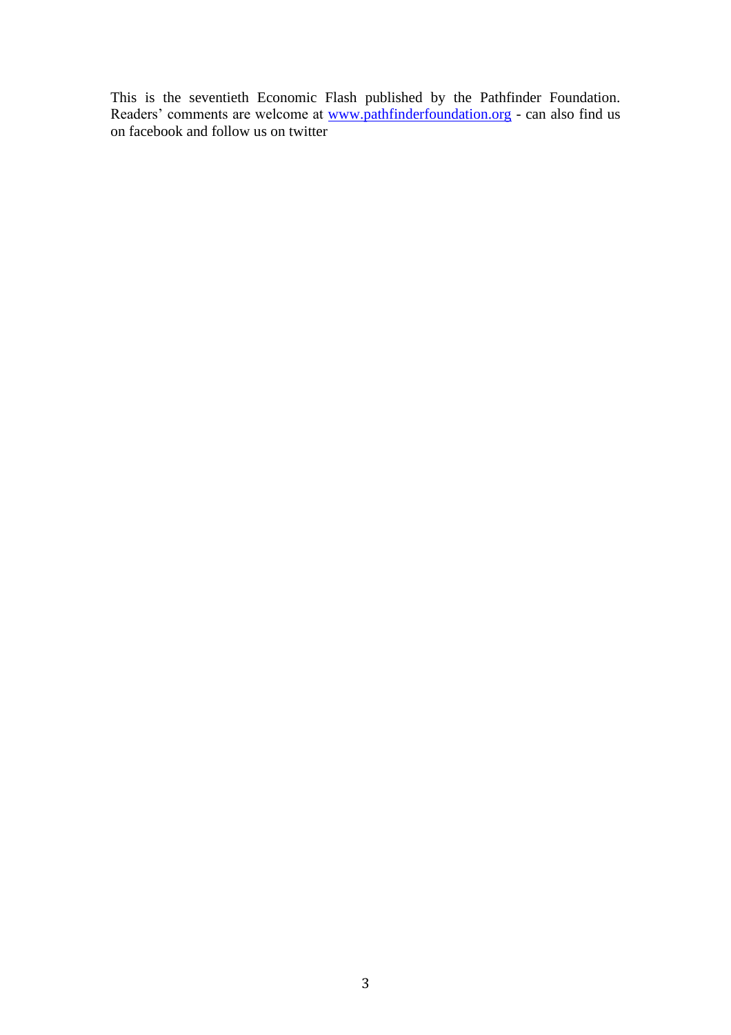This is the seventieth Economic Flash published by the Pathfinder Foundation. Readers' comments are welcome at [www.pathfinderfoundation.org](http://www.pathfinderfoundation.org) - can also find us on facebook and follow us on twitter